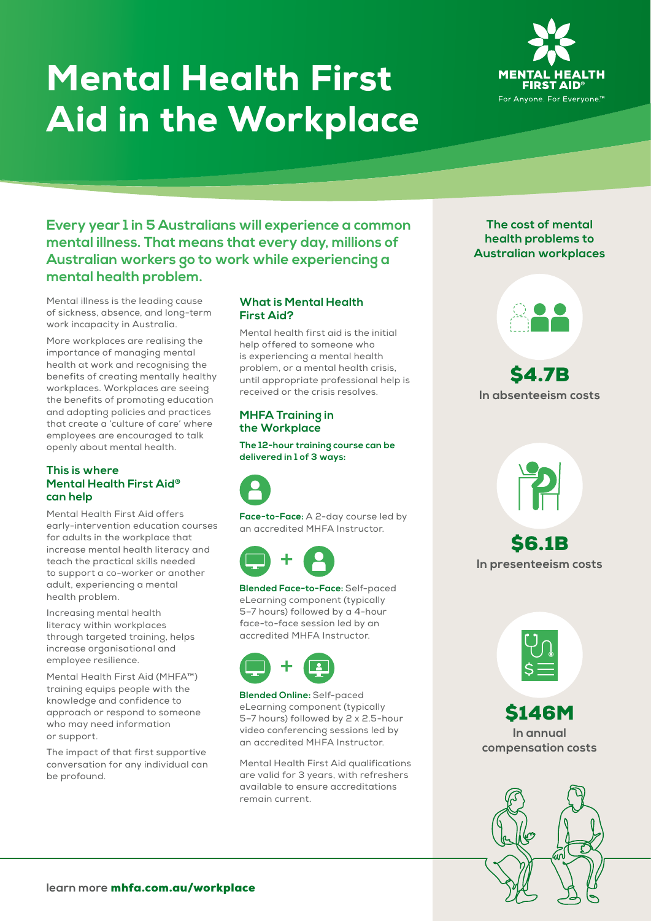# Mental Health First Aid in the Workplace

MENTAL HEALTH FIRST AID®
For Anyone. For Everyone.™

**Every year 1 in 5 Australians will experience a common mental illness. That means that every day, millions of Australian workers go to work while experiencing a mental health problem.**

Mental illness is the leading cause of sickness, absence, and long-term work incapacity in Australia.

More workplaces are realising the importance of managing mental health at work and recognising the benefits of creating mentally healthy workplaces. Workplaces are seeing the benefits of promoting education and adopting policies and practices that create a 'culture of care' where employees are encouraged to talk openly about mental health.

### This is where Mental Health First Aid® can help

Mental Health First Aid offers early-intervention education courses for adults in the workplace that increase mental health literacy and teach the practical skills needed to support a co-worker or another adult, experiencing a mental health problem.

Increasing mental health literacy within workplaces through targeted training, helps increase organisational and employee resilience.

Mental Health First Aid (MHFA™) training equips people with the knowledge and confidence to approach or respond to someone who may need information or support.

The impact of that first supportive conversation for any individual can be profound.

### What is Mental Health First Aid?

Mental health first aid is the initial help offered to someone who is experiencing a mental health problem, or a mental health crisis, until appropriate professional help is received or the crisis resolves.

### MHFA Training in the Workplace

**The 12-hour training course can be delivered in 1 of 3 ways:**

**Face-to-Face:** A 2-day course led by an accredited MHFA Instructor.

**Blended Face-to-Face:** Self-paced eLearning component (typically 5–7 hours) followed by a 4-hour face-to-face session led by an accredited MHFA Instructor.

**Blended Online:** Self-paced eLearning component (typically 5–7 hours) followed by 2 x 2.5-hour video conferencing sessions led by an accredited MHFA Instructor.

Mental Health First Aid qualifications are valid for 3 years, with refreshers available to ensure accreditations remain current.

### The cost of mental health problems to Australian workplaces

**$4.7B**
**In absenteeism costs**

**$6.1B**
**In presenteeism costs**

**$146M**
**In annual compensation costs**

learn more **mhfa.com.au/workplace**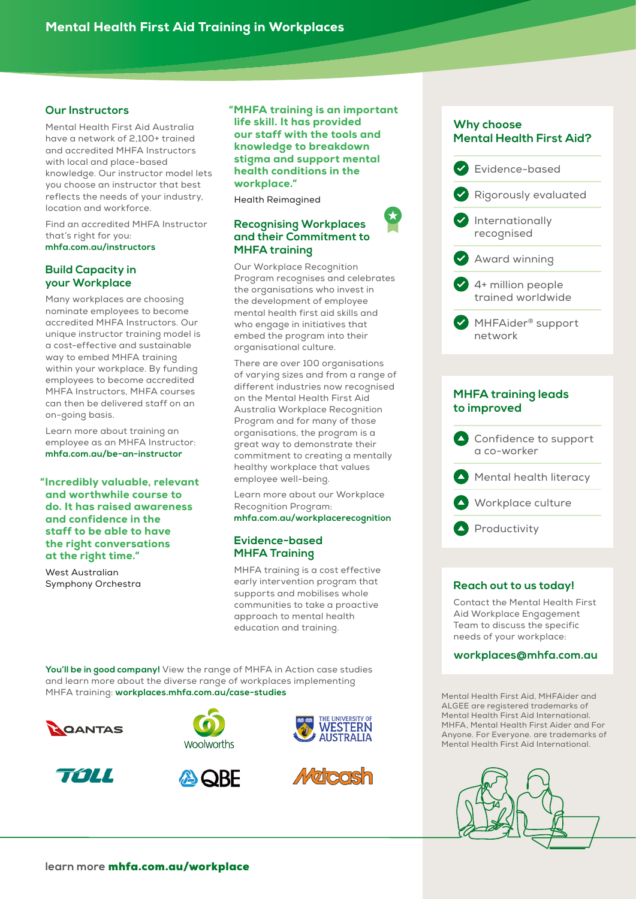# Mental Health First Aid Training in Workplaces

## Our Instructors

Mental Health First Aid Australia have a network of 2,100+ trained and accredited MHFA Instructors with local and place-based knowledge. Our instructor model lets you choose an instructor that best reflects the needs of your industry, location and workforce.

Find an accredited MHFA Instructor that's right for you:
**mhfa.com.au/instructors**

## Build Capacity in your Workplace

Many workplaces are choosing nominate employees to become accredited MHFA Instructors. Our unique instructor training model is a cost-effective and sustainable way to embed MHFA training within your workplace. By funding employees to become accredited MHFA Instructors, MHFA courses can then be delivered staff on an on-going basis.

Learn more about training an employee as an MHFA Instructor:
**mhfa.com.au/be-an-instructor**

**"Incredibly valuable, relevant and worthwhile course to do. It has raised awareness and confidence in the staff to be able to have the right conversations at the right time."**

West Australian Symphony Orchestra

**"MHFA training is an important life skill. It has provided our staff with the tools and knowledge to breakdown stigma and support mental health conditions in the workplace."**

Health Reimagined

## Recognising Workplaces and their Commitment to MHFA training

Our Workplace Recognition Program recognises and celebrates the organisations who invest in the development of employee mental health first aid skills and who engage in initiatives that embed the program into their organisational culture.

There are over 100 organisations of varying sizes and from a range of different industries now recognised on the Mental Health First Aid Australia Workplace Recognition Program and for many of those organisations, the program is a great way to demonstrate their commitment to creating a mentally healthy workplace that values employee well-being.

Learn more about our Workplace Recognition Program:
**mhfa.com.au/workplacerecognition**

## Evidence-based MHFA Training

MHFA training is a cost effective early intervention program that supports and mobilises whole communities to take a proactive approach to mental health education and training.

**You'll be in good company!** View the range of MHFA in Action case studies and learn more about the diverse range of workplaces implementing MHFA training: **workplaces.mhfa.com.au/case-studies**

QANTAS
Woolworths
THE UNIVERSITY OF WESTERN AUSTRALIA
TOLL
QBE
Metcash

## Why choose Mental Health First Aid?

- Evidence-based
- Rigorously evaluated
- Internationally recognised
- Award winning
- 4+ million people trained worldwide
- MHFAider® support network

## MHFA training leads to improved

- Confidence to support a co-worker
- Mental health literacy
- Workplace culture
- Productivity

## Reach out to us today!

Contact the Mental Health First Aid Workplace Engagement Team to discuss the specific needs of your workplace:

**workplaces@mhfa.com.au**

Mental Health First Aid, MHFAider and ALGEE are registered trademarks of Mental Health First Aid International. MHFA, Mental Health First Aider and For Anyone. For Everyone. are trademarks of Mental Health First Aid International.

learn more **mhfa.com.au/workplace**